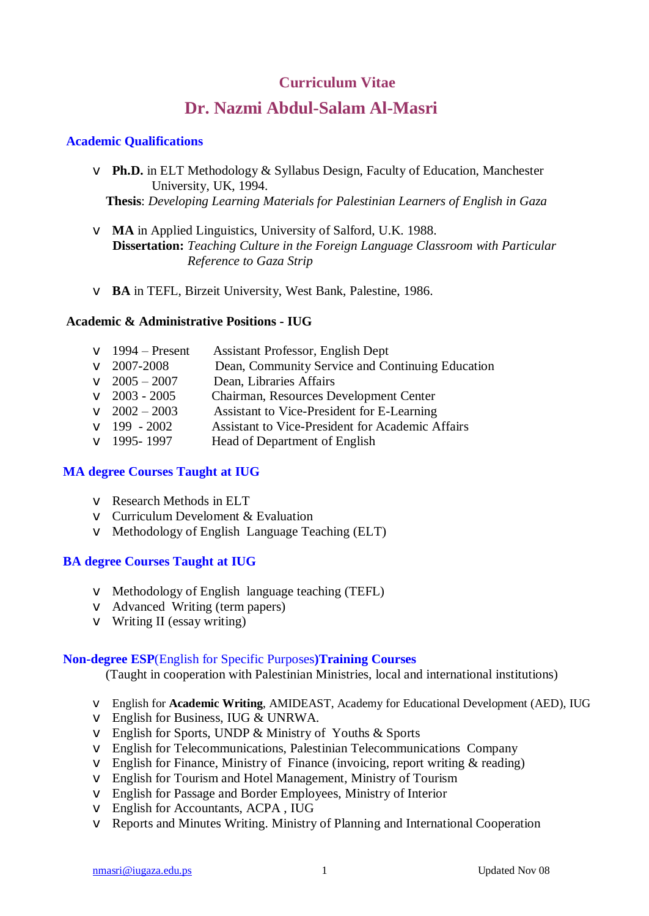# Curriculum Vitae

# Dr. Nazmi Abdul-Salam Al-Masri

## Academic Qualifications

- **Ph.D.** in ELT Methodology & Syllabus Design, Faculty of Education, Manchester University, UK, 1994.
  **Thesis**: *Developing Learning Materials for Palestinian Learners of English in Gaza*

- **MA** in Applied Linguistics, University of Salford, U.K. 1988.
  **Dissertation:** *Teaching Culture in the Foreign Language Classroom with Particular Reference to Gaza Strip*

- **BA** in TEFL, Birzeit University, West Bank, Palestine, 1986.

## Academic & Administrative Positions - IUG

- 1994 – Present Assistant Professor, English Dept
- 2007-2008 Dean, Community Service and Continuing Education
- 2005 – 2007 Dean, Libraries Affairs
- 2003 - 2005 Chairman, Resources Development Center
- 2002 – 2003 Assistant to Vice-President for E-Learning
- 199 - 2002 Assistant to Vice-President for Academic Affairs
- 1995- 1997 Head of Department of English

## MA degree Courses Taught at IUG

- Research Methods in ELT
- Curriculum Develoment & Evaluation
- Methodology of English Language Teaching (ELT)

## BA degree Courses Taught at IUG

- Methodology of English language teaching (TEFL)
- Advanced Writing (term papers)
- Writing II (essay writing)

## Non-degree ESP(English for Specific Purposes)Training Courses

(Taught in cooperation with Palestinian Ministries, local and international institutions)

- English for **Academic Writing**, AMIDEAST, Academy for Educational Development (AED), IUG
- English for Business, IUG & UNRWA.
- English for Sports, UNDP & Ministry of Youths & Sports
- English for Telecommunications, Palestinian Telecommunications Company
- English for Finance, Ministry of Finance (invoicing, report writing & reading)
- English for Tourism and Hotel Management, Ministry of Tourism
- English for Passage and Border Employees, Ministry of Interior
- English for Accountants, ACPA , IUG
- Reports and Minutes Writing. Ministry of Planning and International Cooperation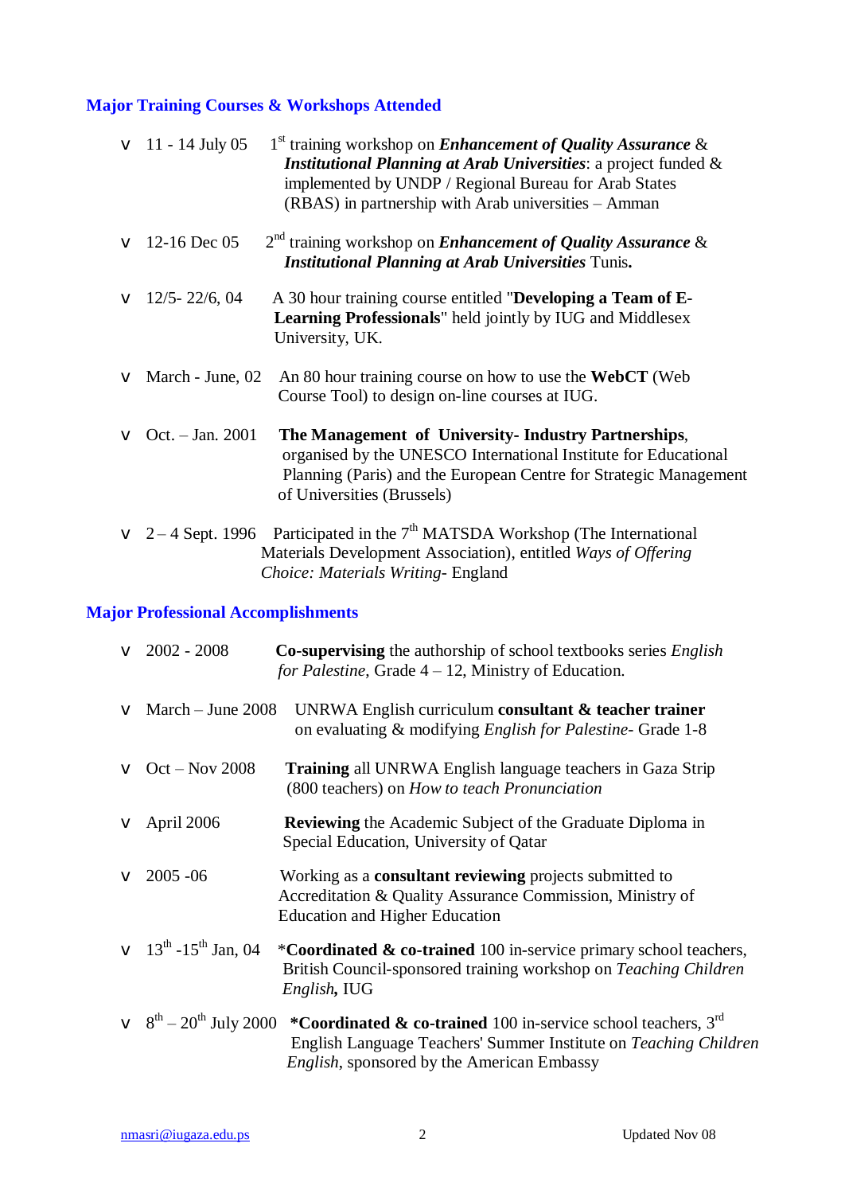## Major Training Courses & Workshops Attended

- 11 - 14 July 05 1st training workshop on ***Enhancement of Quality Assurance*** & ***Institutional Planning at Arab Universities***: a project funded & implemented by UNDP / Regional Bureau for Arab States (RBAS) in partnership with Arab universities – Amman
- 12-16 Dec 05 2nd training workshop on ***Enhancement of Quality Assurance*** & ***Institutional Planning at Arab Universities*** Tunis**.**
- 12/5- 22/6, 04 A 30 hour training course entitled "**Developing a Team of E-Learning Professionals**" held jointly by IUG and Middlesex University, UK.
- March - June, 02 An 80 hour training course on how to use the **WebCT** (Web Course Tool) to design on-line courses at IUG.
- Oct. – Jan. 2001 **The Management of University- Industry Partnerships**, organised by the UNESCO International Institute for Educational Planning (Paris) and the European Centre for Strategic Management of Universities (Brussels)
- 2 – 4 Sept. 1996 Participated in the 7th MATSDA Workshop (The International Materials Development Association), entitled *Ways of Offering Choice: Materials Writing*- England

## Major Professional Accomplishments

- 2002 - 2008 **Co-supervising** the authorship of school textbooks series *English for Palestine*, Grade 4 – 12, Ministry of Education.
- March – June 2008 UNRWA English curriculum **consultant & teacher trainer** on evaluating & modifying *English for Palestine*- Grade 1-8
- Oct – Nov 2008 **Training** all UNRWA English language teachers in Gaza Strip (800 teachers) on *How to teach Pronunciation*
- April 2006 **Reviewing** the Academic Subject of the Graduate Diploma in Special Education, University of Qatar
- 2005 -06 Working as a **consultant reviewing** projects submitted to Accreditation & Quality Assurance Commission, Ministry of Education and Higher Education
- 13th -15th Jan, 04 ***Coordinated & co-trained** 100 in-service primary school teachers, British Council-sponsored training workshop on *Teaching Children English***,** IUG
- 8th – 20th July 2000 ***Coordinated & co-trained** 100 in-service school teachers, 3rd English Language Teachers' Summer Institute on *Teaching Children English*, sponsored by the American Embassy

nmasri@iugaza.edu.ps Updated Nov 08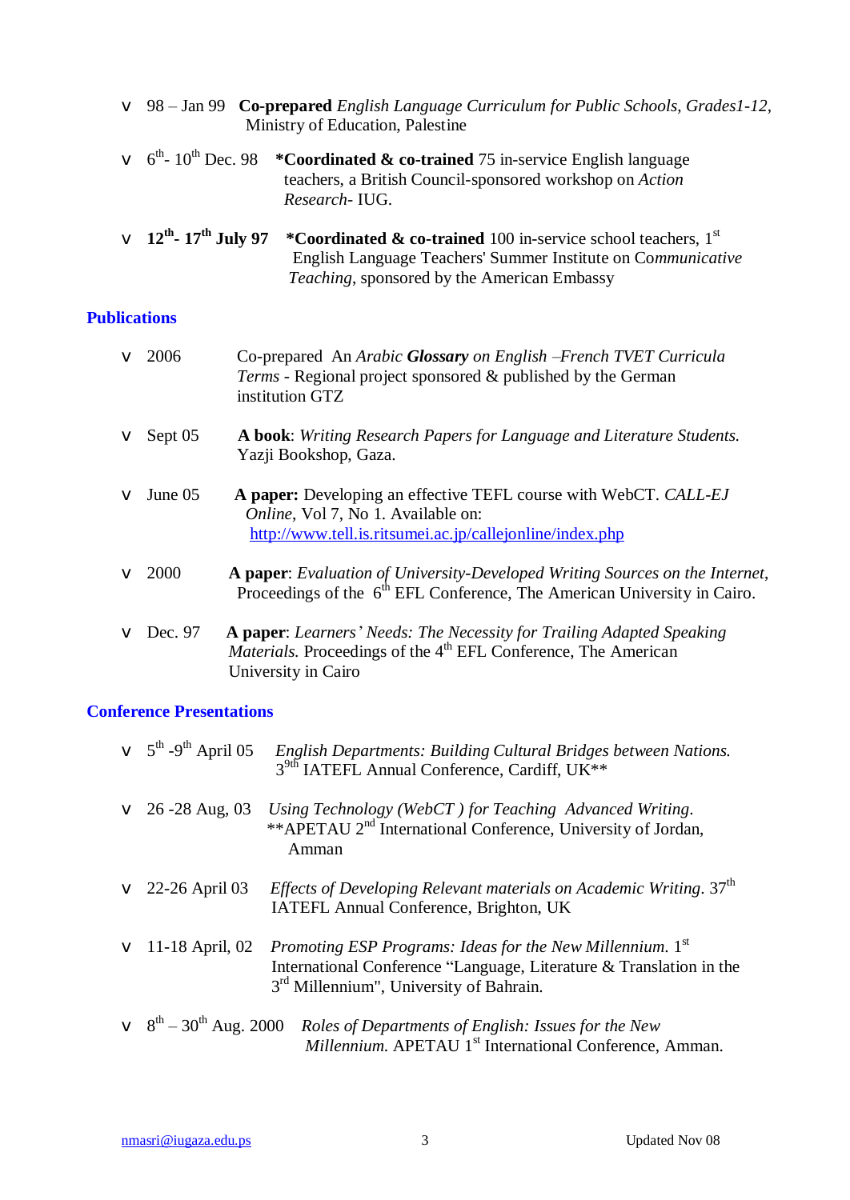- 98 – Jan 99 **Co-prepared** *English Language Curriculum for Public Schools, Grades1-12*, Ministry of Education, Palestine
- 6th- 10th Dec. 98 ***Coordinated & co-trained** 75 in-service English language teachers, a British Council-sponsored workshop on *Action Research*- IUG.
- **12th- 17th July 97** ***Coordinated & co-trained** 100 in-service school teachers, 1st English Language Teachers' Summer Institute on Co*mmunicative Teaching*, sponsored by the American Embassy

## Publications

- 2006 Co-prepared An *Arabic **Glossary** on English –French TVET Curricula Terms* - Regional project sponsored & published by the German institution GTZ
- Sept 05 **A book**: *Writing Research Papers for Language and Literature Students.* Yazji Bookshop, Gaza.
- June 05 **A paper:** Developing an effective TEFL course with WebCT. *CALL-EJ Online*, Vol 7, No 1. Available on: http://www.tell.is.ritsumei.ac.jp/callejonline/index.php
- 2000 **A paper**: *Evaluation of University-Developed Writing Sources on the Internet*, Proceedings of the 6th EFL Conference, The American University in Cairo.
- Dec. 97 **A paper**: *Learners' Needs: The Necessity for Trailing Adapted Speaking Materials.* Proceedings of the 4th EFL Conference, The American University in Cairo

## Conference Presentations

- 5th -9th April 05 *English Departments: Building Cultural Bridges between Nations.* 39th IATEFL Annual Conference, Cardiff, UK**
- 26 -28 Aug, 03 *Using Technology (WebCT ) for Teaching Advanced Writing*. **APETAU 2nd International Conference, University of Jordan, Amman
- 22-26 April 03 *Effects of Developing Relevant materials on Academic Writing*. 37th IATEFL Annual Conference, Brighton, UK
- 11-18 April, 02 *Promoting ESP Programs: Ideas for the New Millennium.* 1st International Conference "Language, Literature & Translation in the 3rd Millennium", University of Bahrain.
- 8th – 30th Aug. 2000 *Roles of Departments of English: Issues for the New Millennium.* APETAU 1st International Conference, Amman.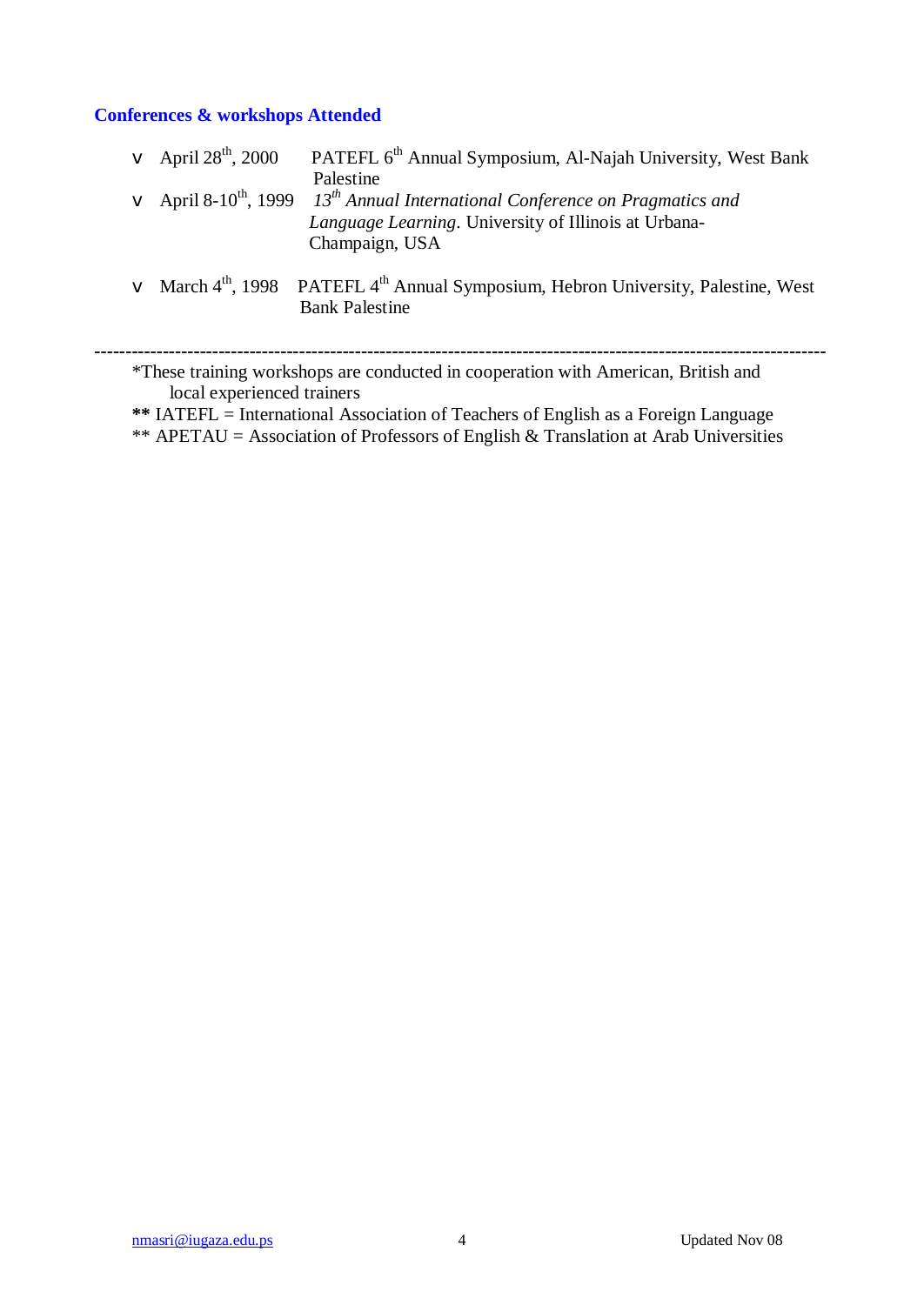## Conferences & workshops Attended

- April 28th, 2000 — PATEFL 6th Annual Symposium, Al-Najah University, West Bank Palestine
- April 8-10th, 1999 — *13th Annual International Conference on Pragmatics and Language Learning*. University of Illinois at Urbana-Champaign, USA
- March 4th, 1998 — PATEFL 4th Annual Symposium, Hebron University, Palestine, West Bank Palestine

---

*These training workshops are conducted in cooperation with American, British and local experienced trainers

**\*\*** IATEFL = International Association of Teachers of English as a Foreign Language

** APETAU = Association of Professors of English & Translation at Arab Universities

nmasri@iugaza.edu.ps — Updated Nov 08